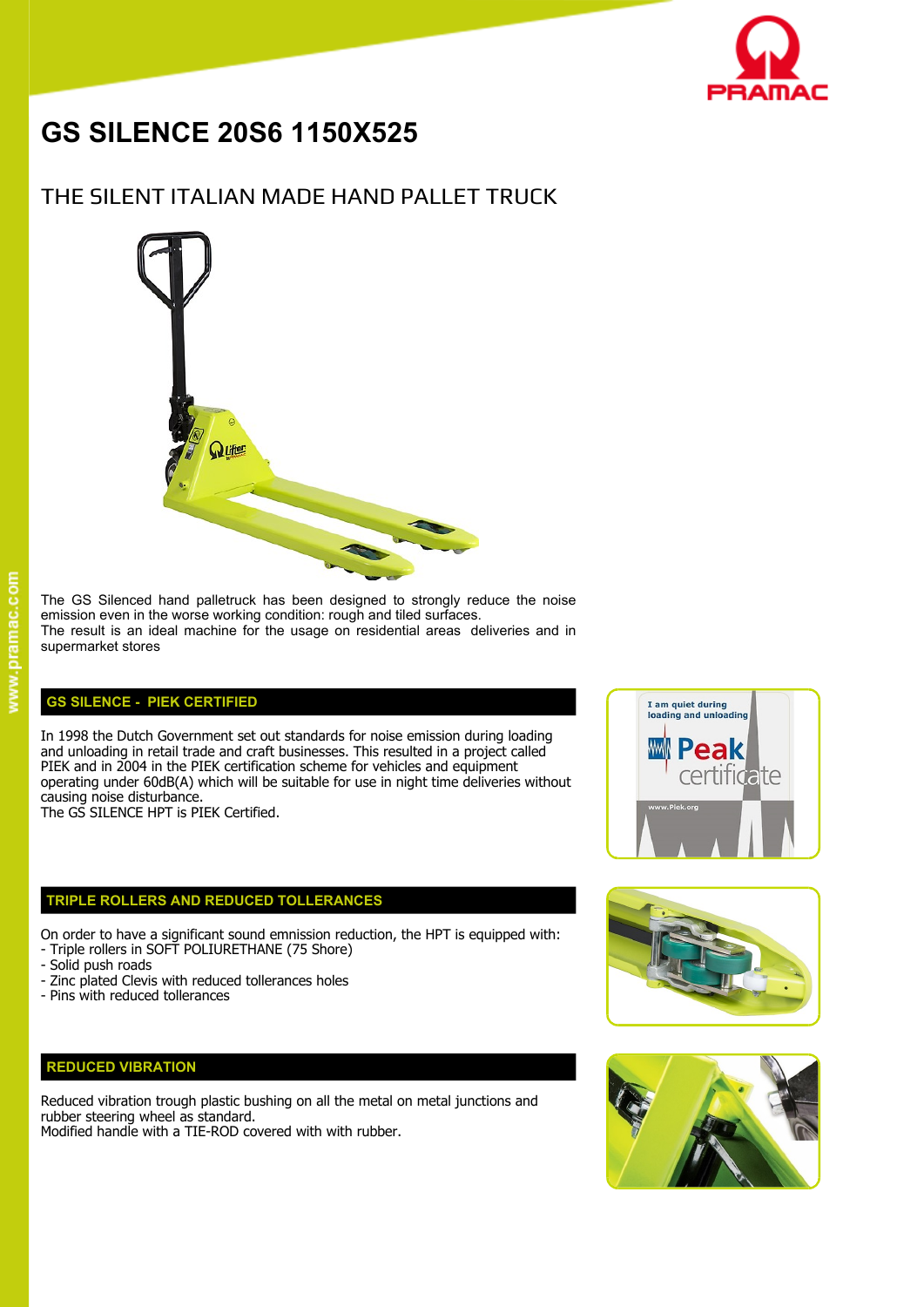# GS SILENCE 20S6 1150X525

## THE SILENT ITALIAN MADE HAND PALLET TRUCK

The GS Silenced hand palletruck has been designed to strongly reduce the noise emission even in the worse working condition: rough and tiled surfaces.
The result is an ideal machine for the usage on residential areas deliveries and in supermarket stores

### GS SILENCE - PIEK CERTIFIED

In 1998 the Dutch Government set out standards for noise emission during loading and unloading in retail trade and craft businesses. This resulted in a project called PIEK and in 2004 in the PIEK certification scheme for vehicles and equipment operating under 60dB(A) which will be suitable for use in night time deliveries without causing noise disturbance.
The GS SILENCE HPT is PIEK Certified.

### TRIPLE ROLLERS AND REDUCED TOLLERANCES

On order to have a significant sound emnission reduction, the HPT is equipped with:
- Triple rollers in SOFT POLIURETHANE (75 Shore)
- Solid push roads
- Zinc plated Clevis with reduced tollerances holes
- Pins with reduced tollerances

### REDUCED VIBRATION

Reduced vibration trough plastic bushing on all the metal on metal junctions and rubber steering wheel as standard.
Modified handle with a TIE-ROD covered with with rubber.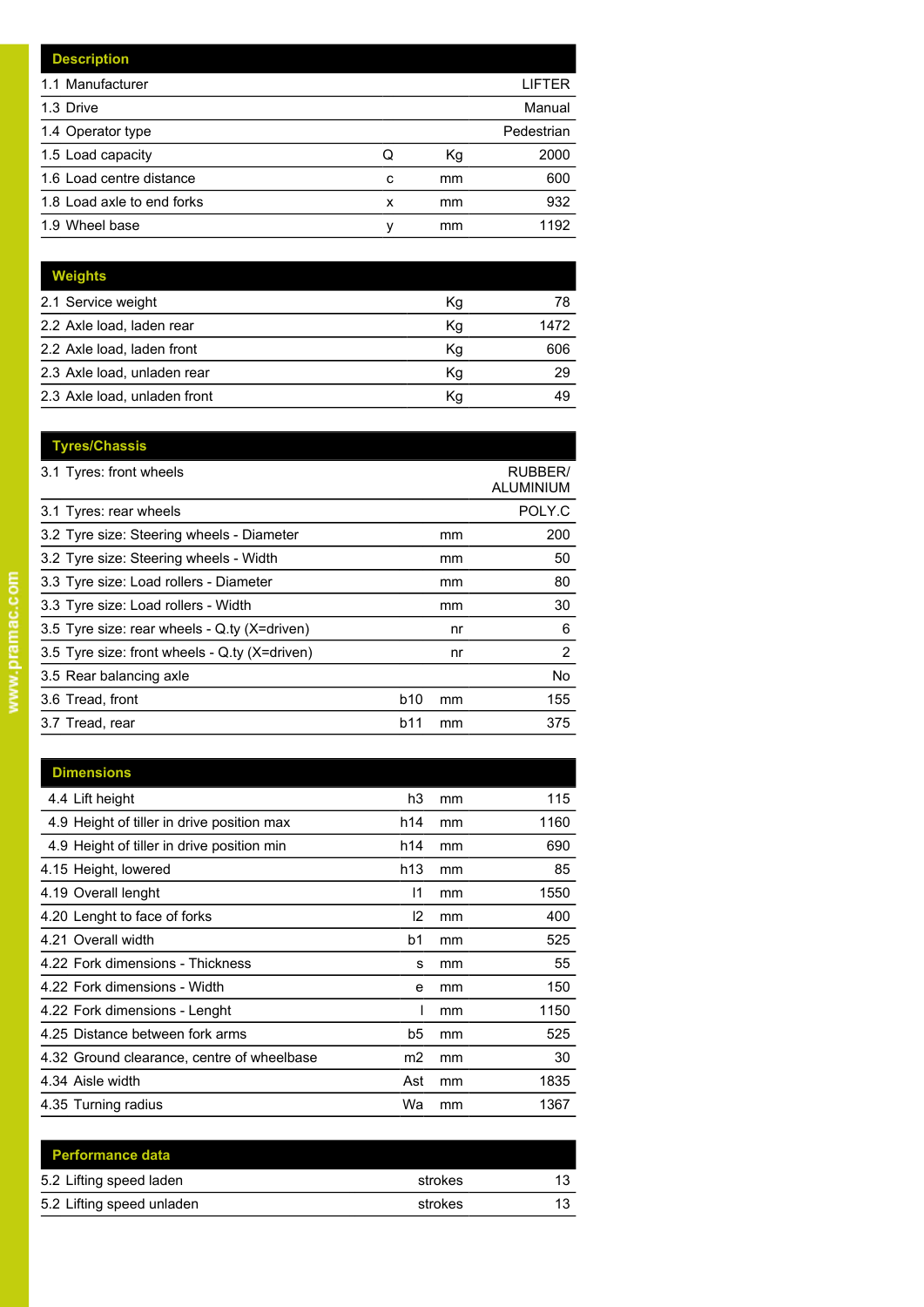| Description | | | |
|---|---|---|---|
| 1.1 Manufacturer | | | LIFTER |
| 1.3 Drive | | | Manual |
| 1.4 Operator type | | | Pedestrian |
| 1.5 Load capacity | Q | Kg | 2000 |
| 1.6 Load centre distance | c | mm | 600 |
| 1.8 Load axle to end forks | x | mm | 932 |
| 1.9 Wheel base | y | mm | 1192 |

| Weights | | | |
|---|---|---|---|
| 2.1 Service weight | | Kg | 78 |
| 2.2 Axle load, laden rear | | Kg | 1472 |
| 2.2 Axle load, laden front | | Kg | 606 |
| 2.3 Axle load, unladen rear | | Kg | 29 |
| 2.3 Axle load, unladen front | | Kg | 49 |

| Tyres/Chassis | | | |
|---|---|---|---|
| 3.1 Tyres: front wheels | | | RUBBER/ ALUMINIUM |
| 3.1 Tyres: rear wheels | | | POLY.C |
| 3.2 Tyre size: Steering wheels - Diameter | | mm | 200 |
| 3.2 Tyre size: Steering wheels - Width | | mm | 50 |
| 3.3 Tyre size: Load rollers - Diameter | | mm | 80 |
| 3.3 Tyre size: Load rollers - Width | | mm | 30 |
| 3.5 Tyre size: rear wheels - Q.ty (X=driven) | | nr | 6 |
| 3.5 Tyre size: front wheels - Q.ty (X=driven) | | nr | 2 |
| 3.5 Rear balancing axle | | | No |
| 3.6 Tread, front | b10 | mm | 155 |
| 3.7 Tread, rear | b11 | mm | 375 |

| Dimensions | | | |
|---|---|---|---|
| 4.4 Lift height | h3 | mm | 115 |
| 4.9 Height of tiller in drive position max | h14 | mm | 1160 |
| 4.9 Height of tiller in drive position min | h14 | mm | 690 |
| 4.15 Height, lowered | h13 | mm | 85 |
| 4.19 Overall lenght | l1 | mm | 1550 |
| 4.20 Lenght to face of forks | l2 | mm | 400 |
| 4.21 Overall width | b1 | mm | 525 |
| 4.22 Fork dimensions - Thickness | s | mm | 55 |
| 4.22 Fork dimensions - Width | e | mm | 150 |
| 4.22 Fork dimensions - Lenght | l | mm | 1150 |
| 4.25 Distance between fork arms | b5 | mm | 525 |
| 4.32 Ground clearance, centre of wheelbase | m2 | mm | 30 |
| 4.34 Aisle width | Ast | mm | 1835 |
| 4.35 Turning radius | Wa | mm | 1367 |

| Performance data | | | |
|---|---|---|---|
| 5.2 Lifting speed laden | | strokes | 13 |
| 5.2 Lifting speed unladen | | strokes | 13 |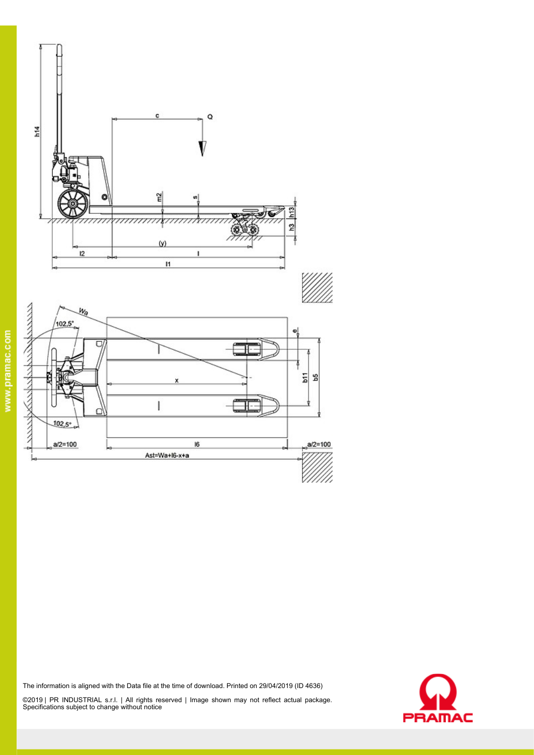h14

c

Q

m2

s

h13

h3

l2

(y)

l

l1

Wa

102,5°

e

x

b11

b5

102,5°

a/2=100

l6

a/2=100

Ast=Wa+l6-x+a

The information is aligned with the Data file at the time of download. Printed on 29/04/2019 (ID 4636)

©2019 | PR INDUSTRIAL s.r.l. | All rights reserved | Image shown may not reflect actual package.
Specifications subject to change without notice